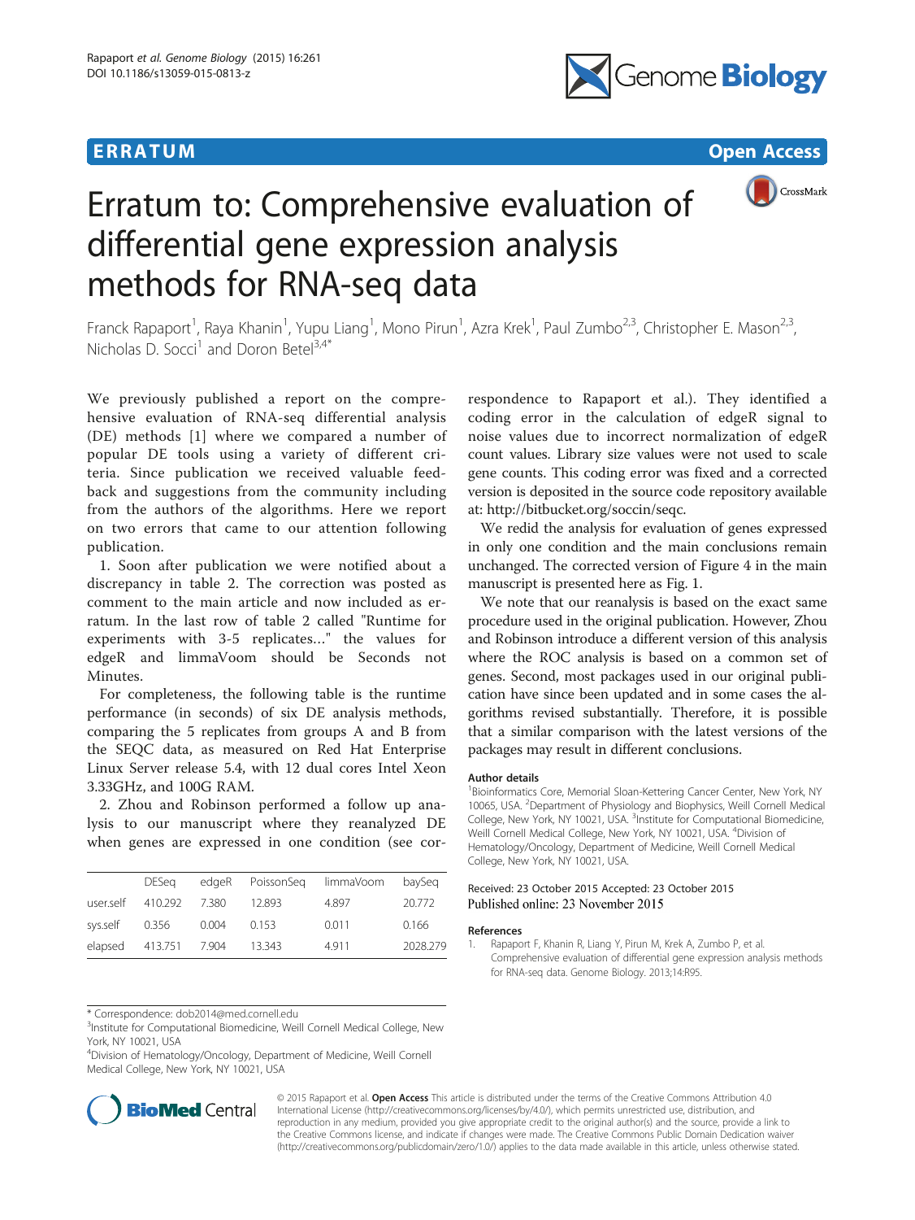ERRATUM Open Access

# Erratum to: Comprehensive evaluation of differential gene expression analysis methods for RNA-seq data

Franck Rapaport[1], Raya Khanin[1], Yupu Liang[1], Mono Pirun[1], Azra Krek[1], Paul Zumbo[2,3], Christopher E. Mason[2,3], Nicholas D. Socci[1] and Doron Betel[3,4*]

We previously published a report on the comprehensive evaluation of RNA-seq differential analysis (DE) methods [1] where we compared a number of popular DE tools using a variety of different criteria. Since publication we received valuable feedback and suggestions from the community including from the authors of the algorithms. Here we report on two errors that came to our attention following publication.

1. Soon after publication we were notified about a discrepancy in table 2. The correction was posted as comment to the main article and now included as erratum. In the last row of table 2 called "Runtime for experiments with 3-5 replicates…" the values for edgeR and limmaVoom should be Seconds not Minutes.

For completeness, the following table is the runtime performance (in seconds) of six DE analysis methods, comparing the 5 replicates from groups A and B from the SEQC data, as measured on Red Hat Enterprise Linux Server release 5.4, with 12 dual cores Intel Xeon 3.33GHz, and 100G RAM.

2. Zhou and Robinson performed a follow up analysis to our manuscript where they reanalyzed DE when genes are expressed in one condition (see correspondence to Rapaport et al.). They identified a coding error in the calculation of edgeR signal to noise values due to incorrect normalization of edgeR count values. Library size values were not used to scale gene counts. This coding error was fixed and a corrected version is deposited in the source code repository available at: http://bitbucket.org/soccin/seqc.

|  | DESeq | edgeR | PoissonSeq | limmaVoom | baySeq |
|---|---|---|---|---|---|
| user.self | 410.292 | 7.380 | 12.893 | 4.897 | 20.772 |
| sys.self | 0.356 | 0.004 | 0.153 | 0.011 | 0.166 |
| elapsed | 413.751 | 7.904 | 13.343 | 4.911 | 2028.279 |

We redid the analysis for evaluation of genes expressed in only one condition and the main conclusions remain unchanged. The corrected version of Figure 4 in the main manuscript is presented here as Fig. 1.

We note that our reanalysis is based on the exact same procedure used in the original publication. However, Zhou and Robinson introduce a different version of this analysis where the ROC analysis is based on a common set of genes. Second, most packages used in our original publication have since been updated and in some cases the algorithms revised substantially. Therefore, it is possible that a similar comparison with the latest versions of the packages may result in different conclusions.

#### Author details

[1]Bioinformatics Core, Memorial Sloan-Kettering Cancer Center, New York, NY 10065, USA. [2]Department of Physiology and Biophysics, Weill Cornell Medical College, New York, NY 10021, USA. [3]Institute for Computational Biomedicine, Weill Cornell Medical College, New York, NY 10021, USA. [4]Division of Hematology/Oncology, Department of Medicine, Weill Cornell Medical College, New York, NY 10021, USA.

Received: 23 October 2015 Accepted: 23 October 2015
Published online: 23 November 2015

#### References

1. Rapaport F, Khanin R, Liang Y, Pirun M, Krek A, Zumbo P, et al. Comprehensive evaluation of differential gene expression analysis methods for RNA-seq data. Genome Biology. 2013;14:R95.

\* Correspondence: dob2014@med.cornell.edu
[3]Institute for Computational Biomedicine, Weill Cornell Medical College, New York, NY 10021, USA
[4]Division of Hematology/Oncology, Department of Medicine, Weill Cornell Medical College, New York, NY 10021, USA

© 2015 Rapaport et al. **Open Access** This article is distributed under the terms of the Creative Commons Attribution 4.0 International License (http://creativecommons.org/licenses/by/4.0/), which permits unrestricted use, distribution, and reproduction in any medium, provided you give appropriate credit to the original author(s) and the source, provide a link to the Creative Commons license, and indicate if changes were made. The Creative Commons Public Domain Dedication waiver (http://creativecommons.org/publicdomain/zero/1.0/) applies to the data made available in this article, unless otherwise stated.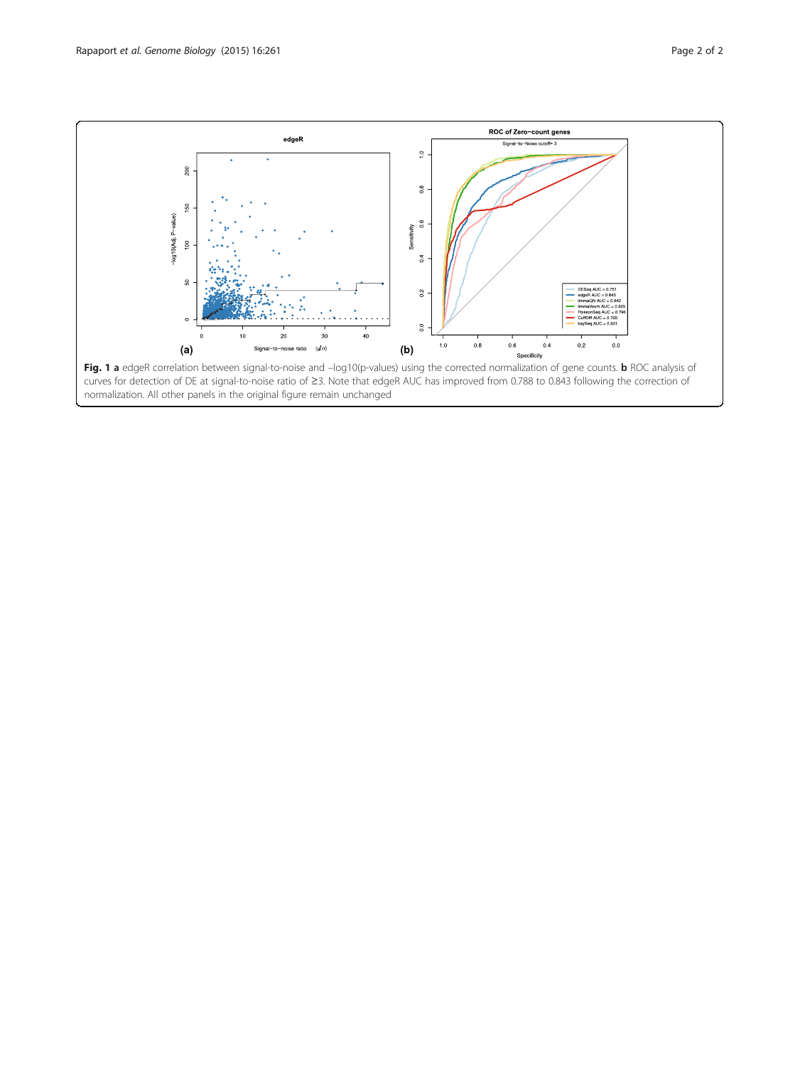edgeR

-log10(Adj. P-value)

Signal-to-noise ratio (μ/σ)

(a)

ROC of Zero-count genes

Signal-to-Noise cutoff= 3

Sensitivity

Specificity

DESeq AUC = 0.751
edgeR AUC = 0.843
limmaQN AUC = 0.942
limmaVoom AUC = 0.925
PoissonSeq AUC = 0.796
CuffDiff AUC = 0.765
baySeq AUC = 0.931

(b)

**Fig. 1 a** edgeR correlation between signal-to-noise and –log10(p-values) using the corrected normalization of gene counts. **b** ROC analysis of curves for detection of DE at signal-to-noise ratio of ≥3. Note that edgeR AUC has improved from 0.788 to 0.843 following the correction of normalization. All other panels in the original figure remain unchanged